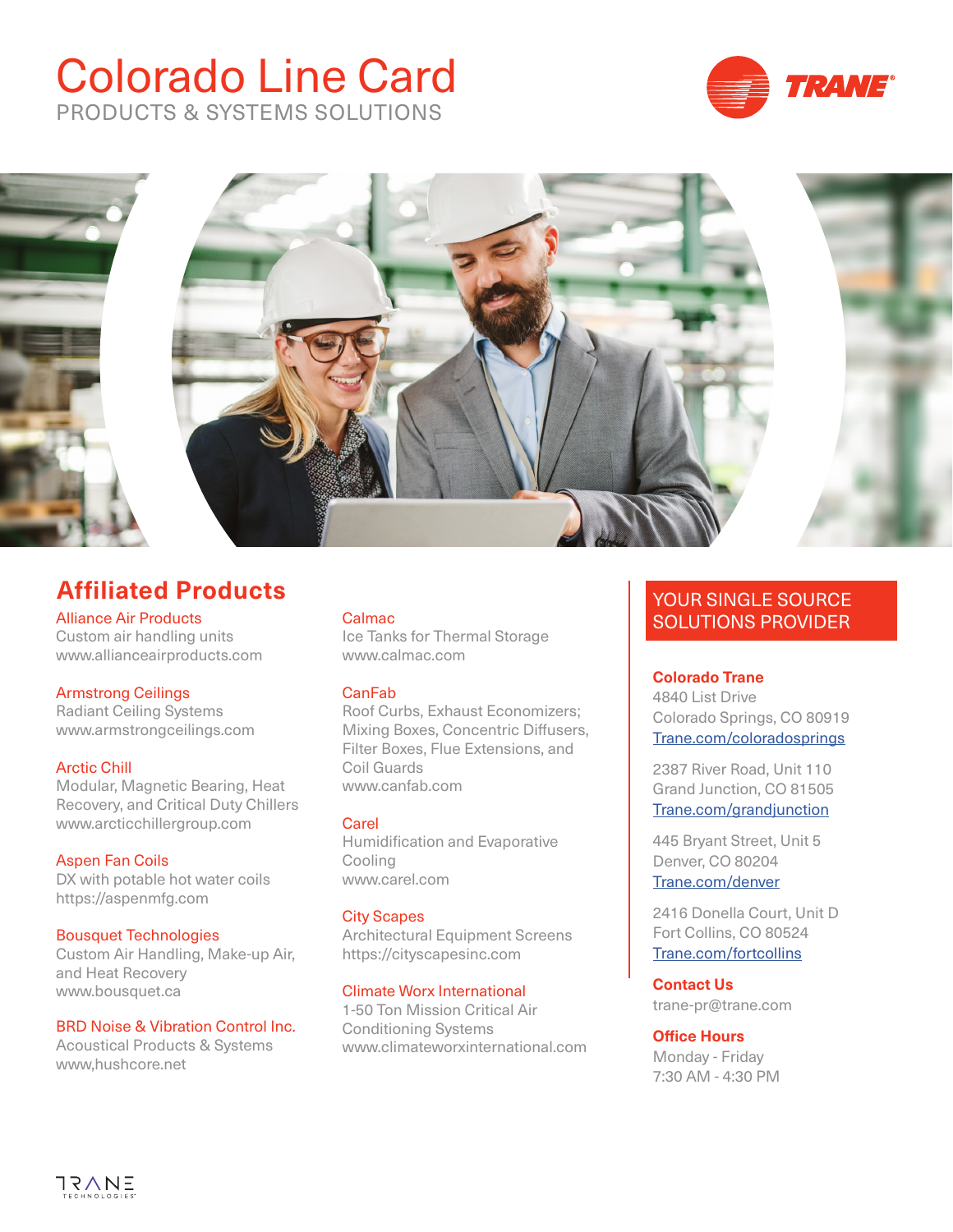# Colorado Line Card

PRODUCTS & SYSTEMS SOLUTIONS

## Affiliated Products

**Alliance Air Products**
Custom air handling units
www.allianceairproducts.com

**Armstrong Ceilings**
Radiant Ceiling Systems
www.armstrongceilings.com

**Arctic Chill**
Modular, Magnetic Bearing, Heat Recovery, and Critical Duty Chillers
www.arcticchillergroup.com

**Aspen Fan Coils**
DX with potable hot water coils
https://aspenmfg.com

**Bousquet Technologies**
Custom Air Handling, Make-up Air, and Heat Recovery
www.bousquet.ca

**BRD Noise & Vibration Control Inc.**
Acoustical Products & Systems
www,hushcore.net

**Calmac**
Ice Tanks for Thermal Storage
www.calmac.com

**CanFab**
Roof Curbs, Exhaust Economizers; Mixing Boxes, Concentric Diffusers, Filter Boxes, Flue Extensions, and Coil Guards
www.canfab.com

**Carel**
Humidification and Evaporative Cooling
www.carel.com

**City Scapes**
Architectural Equipment Screens
https://cityscapesinc.com

**Climate Worx International**
1-50 Ton Mission Critical Air Conditioning Systems
www.climateworxinternational.com

## YOUR SINGLE SOURCE SOLUTIONS PROVIDER

**Colorado Trane**
4840 List Drive
Colorado Springs, CO 80919
[Trane.com/coloradosprings](Trane.com/coloradosprings)

2387 River Road, Unit 110
Grand Junction, CO 81505
[Trane.com/grandjunction](Trane.com/grandjunction)

445 Bryant Street, Unit 5
Denver, CO 80204
[Trane.com/denver](Trane.com/denver)

2416 Donella Court, Unit D
Fort Collins, CO 80524
[Trane.com/fortcollins](Trane.com/fortcollins)

**Contact Us**
trane-pr@trane.com

**Office Hours**
Monday - Friday
7:30 AM - 4:30 PM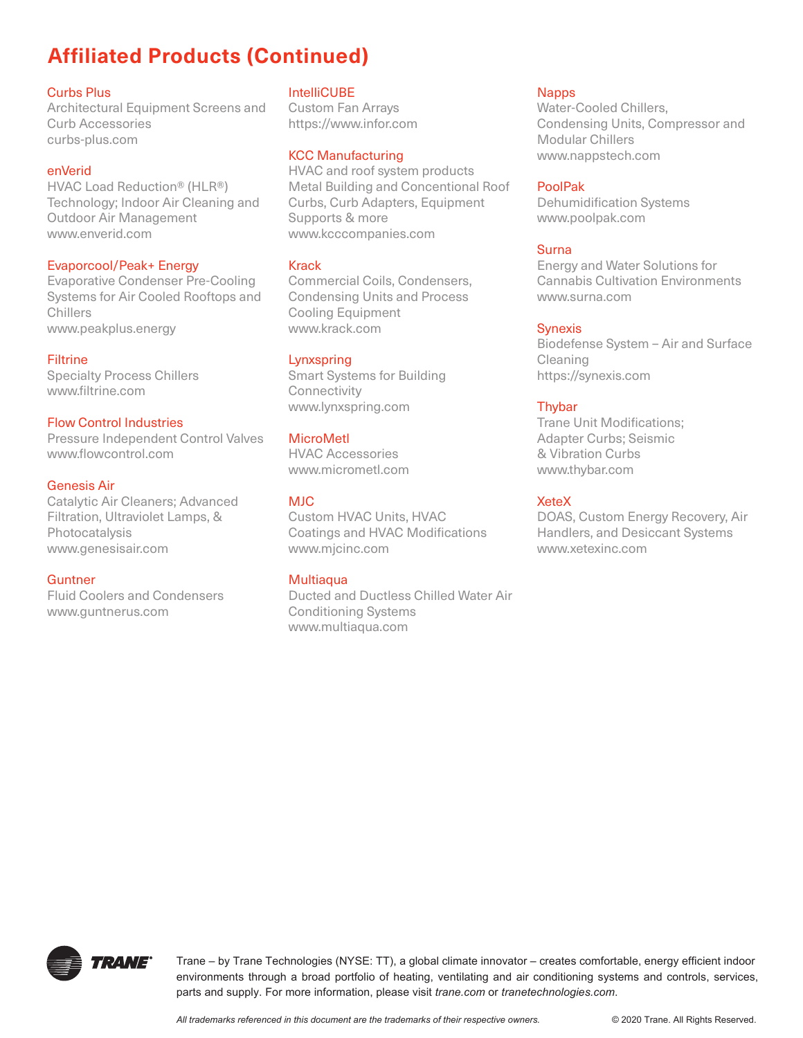# Affiliated Products (Continued)

**Curbs Plus**
Architectural Equipment Screens and Curb Accessories
curbs-plus.com

**enVerid**
HVAC Load Reduction® (HLR®) Technology; Indoor Air Cleaning and Outdoor Air Management
www.enverid.com

**Evaporcool/Peak+ Energy**
Evaporative Condenser Pre-Cooling Systems for Air Cooled Rooftops and Chillers
www.peakplus.energy

**Filtrine**
Specialty Process Chillers
www.filtrine.com

**Flow Control Industries**
Pressure Independent Control Valves
www.flowcontrol.com

**Genesis Air**
Catalytic Air Cleaners; Advanced Filtration, Ultraviolet Lamps, & Photocatalysis
www.genesisair.com

**Guntner**
Fluid Coolers and Condensers
www.guntnerus.com

**IntelliCUBE**
Custom Fan Arrays
https://www.infor.com

**KCC Manufacturing**
HVAC and roof system products Metal Building and Concentional Roof Curbs, Curb Adapters, Equipment Supports & more
www.kcccompanies.com

**Krack**
Commercial Coils, Condensers, Condensing Units and Process Cooling Equipment
www.krack.com

**Lynxspring**
Smart Systems for Building Connectivity
www.lynxspring.com

**MicroMetl**
HVAC Accessories
www.micrometl.com

**MJC**
Custom HVAC Units, HVAC Coatings and HVAC Modifications
www.mjcinc.com

**Multiaqua**
Ducted and Ductless Chilled Water Air Conditioning Systems
www.multiaqua.com

**Napps**
Water-Cooled Chillers, Condensing Units, Compressor and Modular Chillers
www.nappstech.com

**PoolPak**
Dehumidification Systems
www.poolpak.com

**Surna**
Energy and Water Solutions for Cannabis Cultivation Environments
www.surna.com

**Synexis**
Biodefense System – Air and Surface Cleaning
https://synexis.com

**Thybar**
Trane Unit Modifications; Adapter Curbs; Seismic & Vibration Curbs
www.thybar.com

**XeteX**
DOAS, Custom Energy Recovery, Air Handlers, and Desiccant Systems
www.xetexinc.com

Trane – by Trane Technologies (NYSE: TT), a global climate innovator – creates comfortable, energy efficient indoor environments through a broad portfolio of heating, ventilating and air conditioning systems and controls, services, parts and supply. For more information, please visit *trane.com* or *tranetechnologies.com*.

*All trademarks referenced in this document are the trademarks of their respective owners.*

© 2020 Trane. All Rights Reserved.